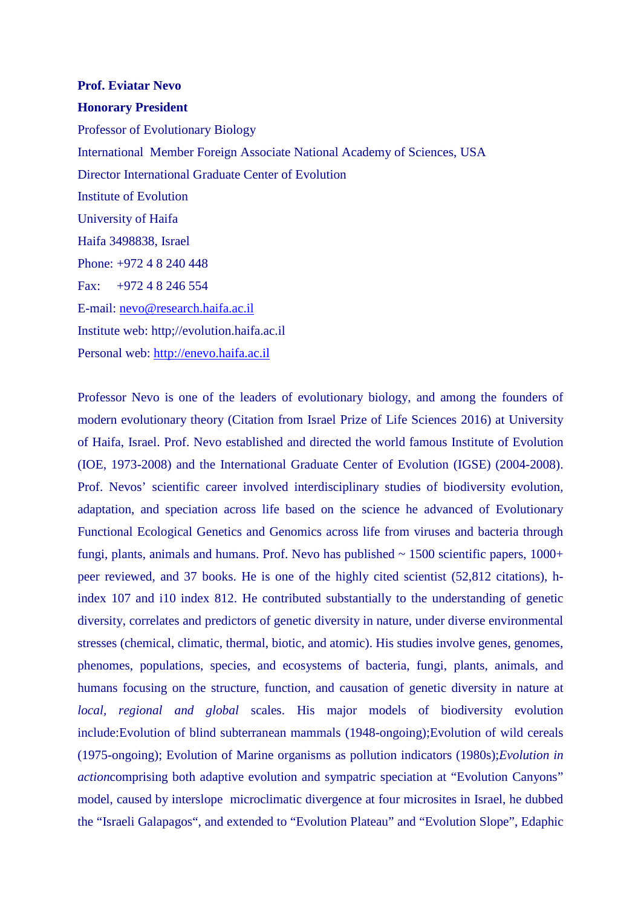**Prof. Eviatar Nevo**

**Honorary President**

Professor of Evolutionary Biology

International  Member Foreign Associate National Academy of Sciences, USA

Director International Graduate Center of Evolution

Institute of Evolution

University of Haifa

Haifa 3498838, Israel

Phone: +972 4 8 240 448

Fax:     +972 4 8 246 554

E-mail: nevo@research.haifa.ac.il

Institute web: http;//evolution.haifa.ac.il

Personal web: http://enevo.haifa.ac.il

Professor Nevo is one of the leaders of evolutionary biology, and among the founders of modern evolutionary theory (Citation from Israel Prize of Life Sciences 2016) at University of Haifa, Israel. Prof. Nevo established and directed the world famous Institute of Evolution (IOE, 1973-2008) and the International Graduate Center of Evolution (IGSE) (2004-2008). Prof. Nevos' scientific career involved interdisciplinary studies of biodiversity evolution, adaptation, and speciation across life based on the science he advanced of Evolutionary Functional Ecological Genetics and Genomics across life from viruses and bacteria through fungi, plants, animals and humans. Prof. Nevo has published ~ 1500 scientific papers, 1000+ peer reviewed, and 37 books. He is one of the highly cited scientist (52,812 citations), h-index 107 and i10 index 812. He contributed substantially to the understanding of genetic diversity, correlates and predictors of genetic diversity in nature, under diverse environmental stresses (chemical, climatic, thermal, biotic, and atomic). His studies involve genes, genomes, phenomes, populations, species, and ecosystems of bacteria, fungi, plants, animals, and humans focusing on the structure, function, and causation of genetic diversity in nature at *local, regional and global* scales. His major models of biodiversity evolution include:Evolution of blind subterranean mammals (1948-ongoing);Evolution of wild cereals (1975-ongoing); Evolution of Marine organisms as pollution indicators (1980s);*Evolution in action*comprising both adaptive evolution and sympatric speciation at "Evolution Canyons" model, caused by interslope  microclimatic divergence at four microsites in Israel, he dubbed the "Israeli Galapagos", and extended to "Evolution Plateau" and "Evolution Slope", Edaphic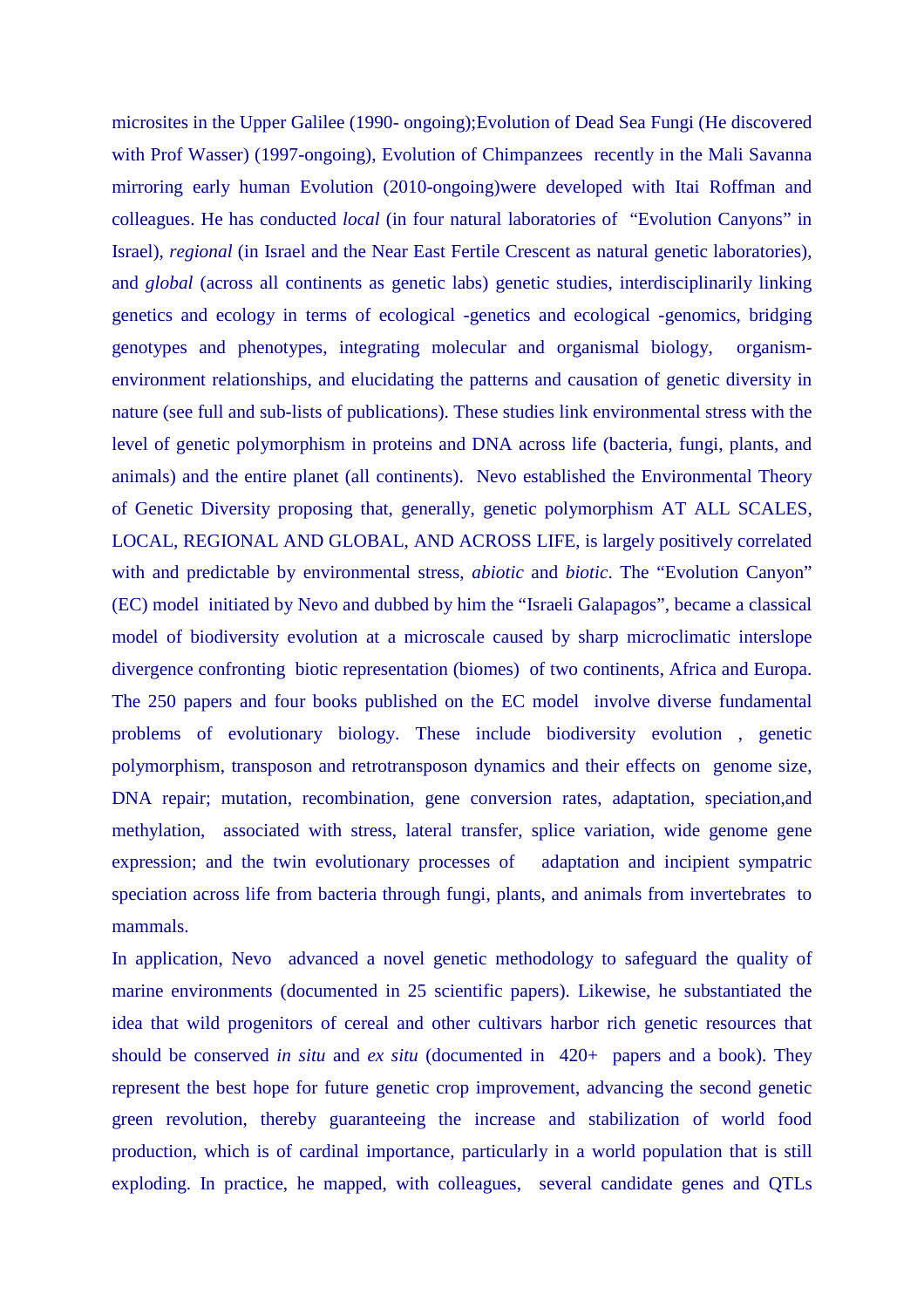microsites in the Upper Galilee (1990- ongoing);Evolution of Dead Sea Fungi (He discovered with Prof Wasser) (1997-ongoing), Evolution of Chimpanzees recently in the Mali Savanna mirroring early human Evolution (2010-ongoing)were developed with Itai Roffman and colleagues. He has conducted *local* (in four natural laboratories of "Evolution Canyons" in Israel), *regional* (in Israel and the Near East Fertile Crescent as natural genetic laboratories), and *global* (across all continents as genetic labs) genetic studies, interdisciplinarily linking genetics and ecology in terms of ecological -genetics and ecological -genomics, bridging genotypes and phenotypes, integrating molecular and organismal biology, organism-environment relationships, and elucidating the patterns and causation of genetic diversity in nature (see full and sub-lists of publications). These studies link environmental stress with the level of genetic polymorphism in proteins and DNA across life (bacteria, fungi, plants, and animals) and the entire planet (all continents). Nevo established the Environmental Theory of Genetic Diversity proposing that, generally, genetic polymorphism AT ALL SCALES, LOCAL, REGIONAL AND GLOBAL, AND ACROSS LIFE, is largely positively correlated with and predictable by environmental stress, *abiotic* and *biotic*. The "Evolution Canyon" (EC) model initiated by Nevo and dubbed by him the "Israeli Galapagos", became a classical model of biodiversity evolution at a microscale caused by sharp microclimatic interslope divergence confronting biotic representation (biomes) of two continents, Africa and Europa. The 250 papers and four books published on the EC model involve diverse fundamental problems of evolutionary biology. These include biodiversity evolution , genetic polymorphism, transposon and retrotransposon dynamics and their effects on genome size, DNA repair; mutation, recombination, gene conversion rates, adaptation, speciation,and methylation, associated with stress, lateral transfer, splice variation, wide genome gene expression; and the twin evolutionary processes of adaptation and incipient sympatric speciation across life from bacteria through fungi, plants, and animals from invertebrates to mammals.

In application, Nevo advanced a novel genetic methodology to safeguard the quality of marine environments (documented in 25 scientific papers). Likewise, he substantiated the idea that wild progenitors of cereal and other cultivars harbor rich genetic resources that should be conserved *in situ* and *ex situ* (documented in 420+ papers and a book). They represent the best hope for future genetic crop improvement, advancing the second genetic green revolution, thereby guaranteeing the increase and stabilization of world food production, which is of cardinal importance, particularly in a world population that is still exploding. In practice, he mapped, with colleagues, several candidate genes and QTLs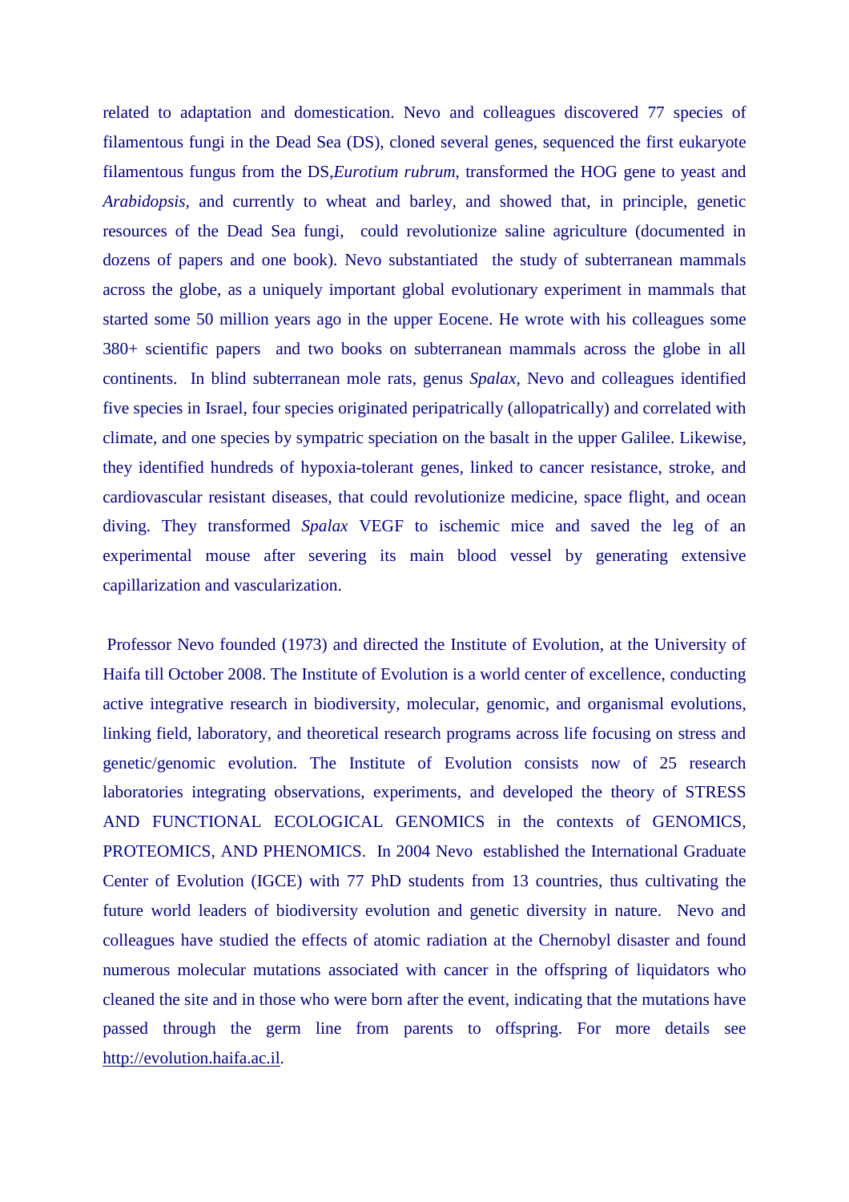related to adaptation and domestication. Nevo and colleagues discovered 77 species of filamentous fungi in the Dead Sea (DS), cloned several genes, sequenced the first eukaryote filamentous fungus from the DS,*Eurotium rubrum*, transformed the HOG gene to yeast and *Arabidopsis*, and currently to wheat and barley, and showed that, in principle, genetic resources of the Dead Sea fungi, could revolutionize saline agriculture (documented in dozens of papers and one book). Nevo substantiated the study of subterranean mammals across the globe, as a uniquely important global evolutionary experiment in mammals that started some 50 million years ago in the upper Eocene. He wrote with his colleagues some 380+ scientific papers and two books on subterranean mammals across the globe in all continents. In blind subterranean mole rats, genus *Spalax*, Nevo and colleagues identified five species in Israel, four species originated peripatrically (allopatrically) and correlated with climate, and one species by sympatric speciation on the basalt in the upper Galilee. Likewise, they identified hundreds of hypoxia-tolerant genes, linked to cancer resistance, stroke, and cardiovascular resistant diseases, that could revolutionize medicine, space flight, and ocean diving. They transformed *Spalax* VEGF to ischemic mice and saved the leg of an experimental mouse after severing its main blood vessel by generating extensive capillarization and vascularization.

Professor Nevo founded (1973) and directed the Institute of Evolution, at the University of Haifa till October 2008. The Institute of Evolution is a world center of excellence, conducting active integrative research in biodiversity, molecular, genomic, and organismal evolutions, linking field, laboratory, and theoretical research programs across life focusing on stress and genetic/genomic evolution. The Institute of Evolution consists now of 25 research laboratories integrating observations, experiments, and developed the theory of STRESS AND FUNCTIONAL ECOLOGICAL GENOMICS in the contexts of GENOMICS, PROTEOMICS, AND PHENOMICS. In 2004 Nevo established the International Graduate Center of Evolution (IGCE) with 77 PhD students from 13 countries, thus cultivating the future world leaders of biodiversity evolution and genetic diversity in nature. Nevo and colleagues have studied the effects of atomic radiation at the Chernobyl disaster and found numerous molecular mutations associated with cancer in the offspring of liquidators who cleaned the site and in those who were born after the event, indicating that the mutations have passed through the germ line from parents to offspring. For more details see http://evolution.haifa.ac.il.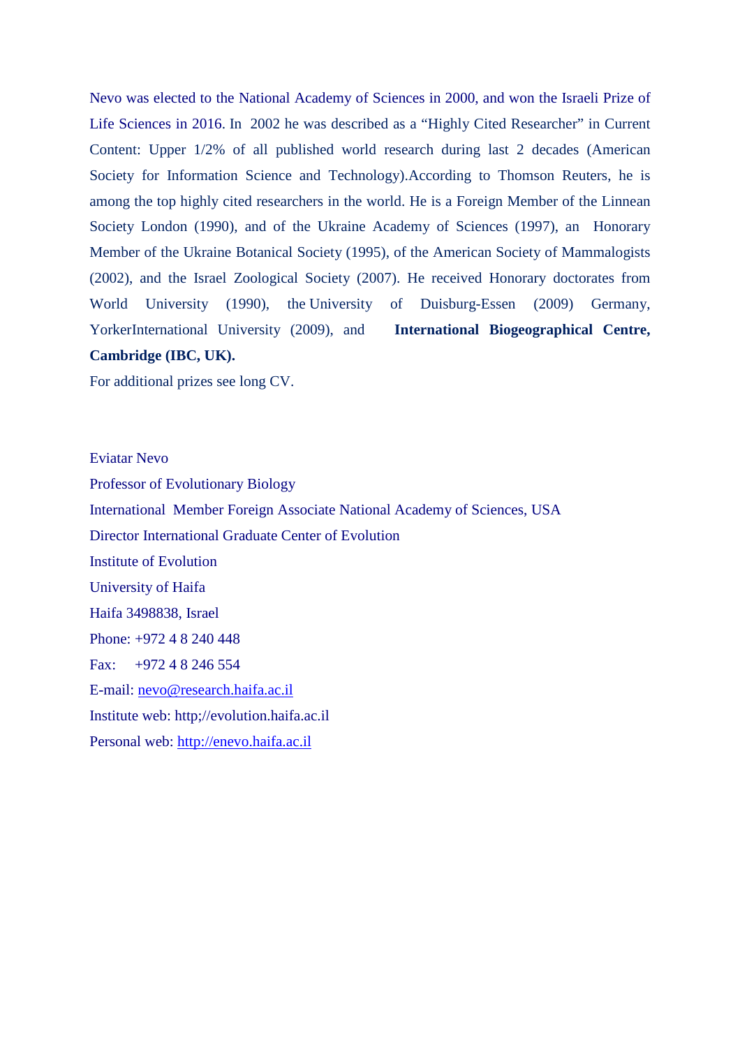Nevo was elected to the National Academy of Sciences in 2000, and won the Israeli Prize of Life Sciences in 2016. In 2002 he was described as a “Highly Cited Researcher” in Current Content: Upper 1/2% of all published world research during last 2 decades (American Society for Information Science and Technology).According to Thomson Reuters, he is among the top highly cited researchers in the world. He is a Foreign Member of the Linnean Society London (1990), and of the Ukraine Academy of Sciences (1997), an Honorary Member of the Ukraine Botanical Society (1995), of the American Society of Mammalogists (2002), and the Israel Zoological Society (2007). He received Honorary doctorates from World University (1990), the University of Duisburg-Essen (2009) Germany, YorkerInternational University (2009), and **International Biogeographical Centre, Cambridge (IBC, UK).**

For additional prizes see long CV.

Eviatar Nevo

Professor of Evolutionary Biology

International Member Foreign Associate National Academy of Sciences, USA

Director International Graduate Center of Evolution

Institute of Evolution

University of Haifa

Haifa 3498838, Israel

Phone: +972 4 8 240 448

Fax: +972 4 8 246 554

E-mail: nevo@research.haifa.ac.il

Institute web: http;//evolution.haifa.ac.il

Personal web: http://enevo.haifa.ac.il